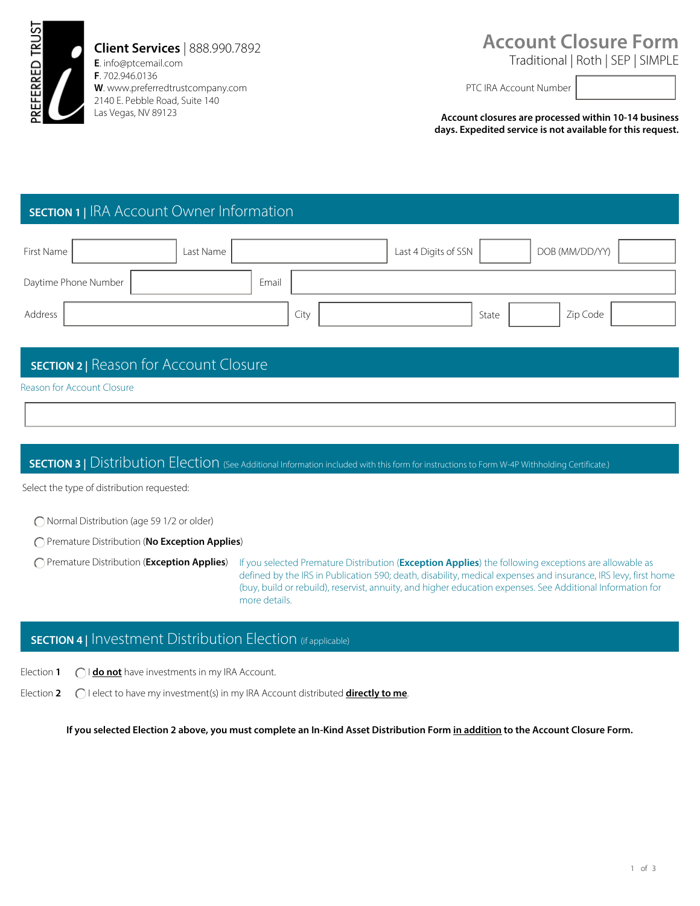PREFERRED TRUST

**Client Services** | 888.990.7892
**E**. info@ptcemail.com
**F**. 702.946.0136
**W**. www.preferredtrustcompany.com
2140 E. Pebble Road, Suite 140
Las Vegas, NV 89123

# Account Closure Form

Traditional | Roth | SEP | SIMPLE

PTC IRA Account Number ____________

**Account closures are processed within 10-14 business days. Expedited service is not available for this request.**

## SECTION 1 | IRA Account Owner Information

| First Name | | Last Name | | Last 4 Digits of SSN | | DOB (MM/DD/YY) | |
|---|---|---|---|---|---|---|---|
| Daytime Phone Number | | Email | | | | | |
| Address | | City | | State | | Zip Code | |

## SECTION 2 | Reason for Account Closure

Reason for Account Closure

____________

## SECTION 3 | Distribution Election (See Additional Information included with this form for instructions to Form W-4P Withholding Certificate.)

Select the type of distribution requested:

- ◯ Normal Distribution (age 59 1/2 or older)
- ◯ Premature Distribution (**No Exception Applies**)
- ◯ Premature Distribution (**Exception Applies**)

If you selected Premature Distribution (**Exception Applies**) the following exceptions are allowable as defined by the IRS in Publication 590; death, disability, medical expenses and insurance, IRS levy, first home (buy, build or rebuild), reservist, annuity, and higher education expenses. See Additional Information for more details.

## SECTION 4 | Investment Distribution Election (if applicable)

Election **1** ◯ I **do not** have investments in my IRA Account.

Election **2** ◯ I elect to have my investment(s) in my IRA Account distributed **directly to me**.

**If you selected Election 2 above, you must complete an In-Kind Asset Distribution Form in addition to the Account Closure Form.**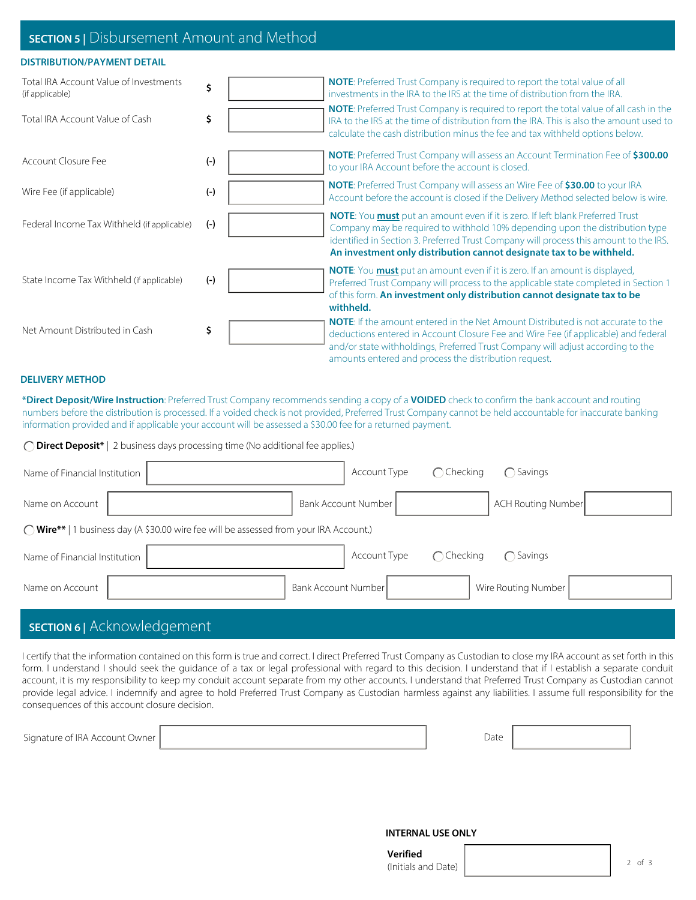## SECTION 5 | Disbursement Amount and Method

### DISTRIBUTION/PAYMENT DETAIL

| Item | | Amount | Note |
|---|---|---|---|
| Total IRA Account Value of Investments (if applicable) | $ | | **NOTE**: Preferred Trust Company is required to report the total value of all investments in the IRA to the IRS at the time of distribution from the IRA. |
| Total IRA Account Value of Cash | $ | | **NOTE**: Preferred Trust Company is required to report the total value of all cash in the IRA to the IRS at the time of distribution from the IRA. This is also the amount used to calculate the cash distribution minus the fee and tax withheld options below. |
| Account Closure Fee | (-) | | **NOTE**: Preferred Trust Company will assess an Account Termination Fee of **$300.00** to your IRA Account before the account is closed. |
| Wire Fee (if applicable) | (-) | | **NOTE**: Preferred Trust Company will assess an Wire Fee of **$30.00** to your IRA Account before the account is closed if the Delivery Method selected below is wire. |
| Federal Income Tax Withheld (if applicable) | (-) | | **NOTE**: You **must** put an amount even if it is zero. If left blank Preferred Trust Company may be required to withhold 10% depending upon the distribution type identified in Section 3. Preferred Trust Company will process this amount to the IRS. **An investment only distribution cannot designate tax to be withheld.** |
| State Income Tax Withheld (if applicable) | (-) | | **NOTE**: You **must** put an amount even if it is zero. If an amount is displayed, Preferred Trust Company will process to the applicable state completed in Section 1 of this form. **An investment only distribution cannot designate tax to be withheld.** |
| Net Amount Distributed in Cash | $ | | **NOTE**: If the amount entered in the Net Amount Distributed is not accurate to the deductions entered in Account Closure Fee and Wire Fee (if applicable) and federal and/or state withholdings, Preferred Trust Company will adjust according to the amounts entered and process the distribution request. |

### DELIVERY METHOD

***Direct Deposit/Wire Instruction**: Preferred Trust Company recommends sending a copy of a **VOIDED** check to confirm the bank account and routing numbers before the distribution is processed. If a voided check is not provided, Preferred Trust Company cannot be held accountable for inaccurate banking information provided and if applicable your account will be assessed a $30.00 fee for a returned payment.

◯ **Direct Deposit*** | 2 business days processing time (No additional fee applies.)

Name of Financial Institution: ____________ Account Type: ◯ Checking ◯ Savings

Name on Account: ____________ Bank Account Number: ____________ ACH Routing Number: ____________

◯ **Wire**** | 1 business day (A $30.00 wire fee will be assessed from your IRA Account.)

Name of Financial Institution: ____________ Account Type: ◯ Checking ◯ Savings

Name on Account: ____________ Bank Account Number: ____________ Wire Routing Number: ____________

## SECTION 6 | Acknowledgement

I certify that the information contained on this form is true and correct. I direct Preferred Trust Company as Custodian to close my IRA account as set forth in this form. I understand I should seek the guidance of a tax or legal professional with regard to this decision. I understand that if I establish a separate conduit account, it is my responsibility to keep my conduit account separate from my other accounts. I understand that Preferred Trust Company as Custodian cannot provide legal advice. I indemnify and agree to hold Preferred Trust Company as Custodian harmless against any liabilities. I assume full responsibility for the consequences of this account closure decision.

Signature of IRA Account Owner: ____________ Date: ____________

**INTERNAL USE ONLY**

**Verified** (Initials and Date): ____________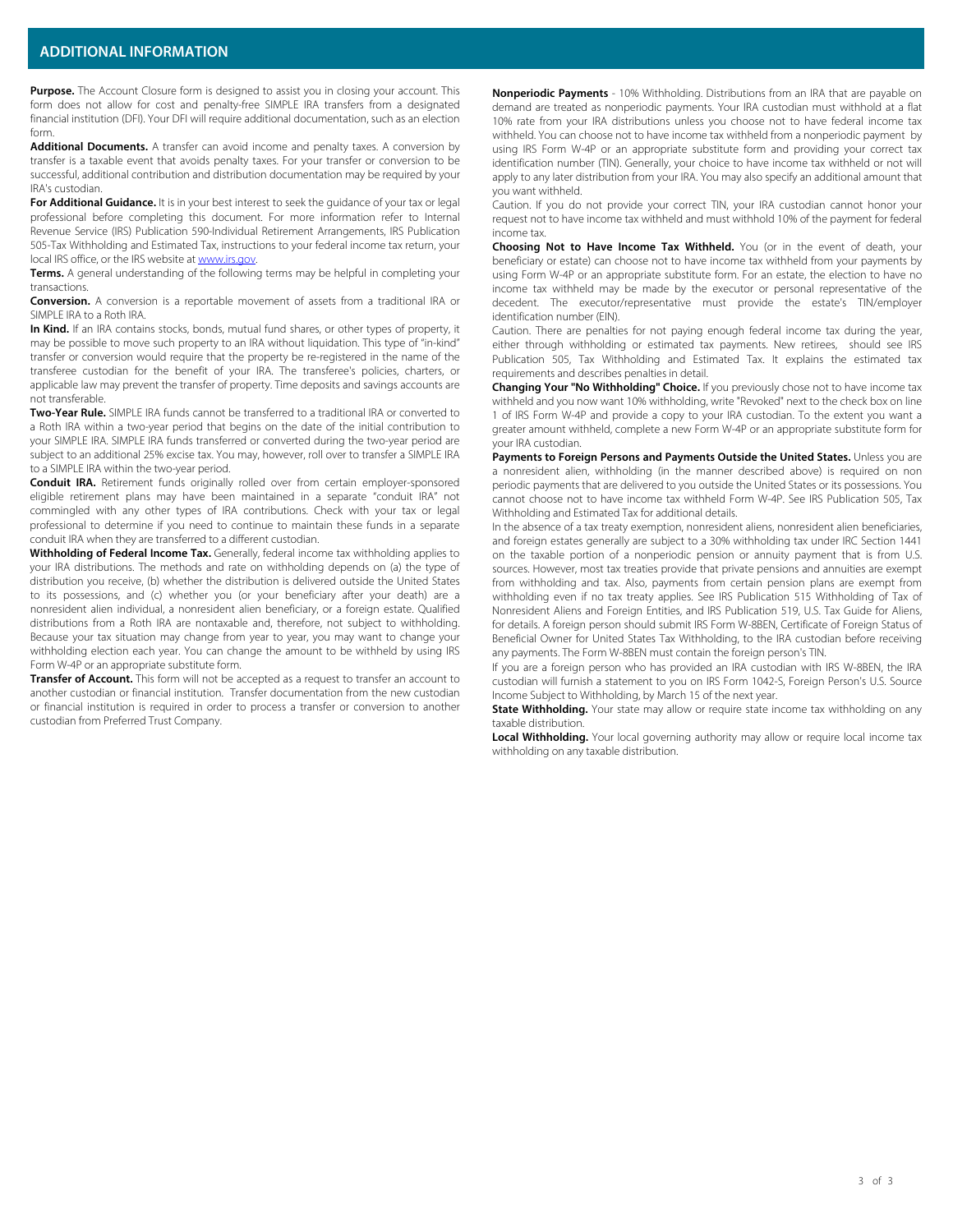## ADDITIONAL INFORMATION

**Purpose.** The Account Closure form is designed to assist you in closing your account. This form does not allow for cost and penalty-free SIMPLE IRA transfers from a designated financial institution (DFI). Your DFI will require additional documentation, such as an election form.

**Additional Documents.** A transfer can avoid income and penalty taxes. A conversion by transfer is a taxable event that avoids penalty taxes. For your transfer or conversion to be successful, additional contribution and distribution documentation may be required by your IRA's custodian.

**For Additional Guidance.** It is in your best interest to seek the guidance of your tax or legal professional before completing this document. For more information refer to Internal Revenue Service (IRS) Publication 590-Individual Retirement Arrangements, IRS Publication 505-Tax Withholding and Estimated Tax, instructions to your federal income tax return, your local IRS office, or the IRS website at www.irs.gov.

**Terms.** A general understanding of the following terms may be helpful in completing your transactions.

**Conversion.** A conversion is a reportable movement of assets from a traditional IRA or SIMPLE IRA to a Roth IRA.

**In Kind.** If an IRA contains stocks, bonds, mutual fund shares, or other types of property, it may be possible to move such property to an IRA without liquidation. This type of "in-kind" transfer or conversion would require that the property be re-registered in the name of the transferee custodian for the benefit of your IRA. The transferee's policies, charters, or applicable law may prevent the transfer of property. Time deposits and savings accounts are not transferable.

**Two-Year Rule.** SIMPLE IRA funds cannot be transferred to a traditional IRA or converted to a Roth IRA within a two-year period that begins on the date of the initial contribution to your SIMPLE IRA. SIMPLE IRA funds transferred or converted during the two-year period are subject to an additional 25% excise tax. You may, however, roll over to transfer a SIMPLE IRA to a SIMPLE IRA within the two-year period.

**Conduit IRA.** Retirement funds originally rolled over from certain employer-sponsored eligible retirement plans may have been maintained in a separate "conduit IRA" not commingled with any other types of IRA contributions. Check with your tax or legal professional to determine if you need to continue to maintain these funds in a separate conduit IRA when they are transferred to a different custodian.

**Withholding of Federal Income Tax.** Generally, federal income tax withholding applies to your IRA distributions. The methods and rate on withholding depends on (a) the type of distribution you receive, (b) whether the distribution is delivered outside the United States to its possessions, and (c) whether you (or your beneficiary after your death) are a nonresident alien individual, a nonresident alien beneficiary, or a foreign estate. Qualified distributions from a Roth IRA are nontaxable and, therefore, not subject to withholding. Because your tax situation may change from year to year, you may want to change your withholding election each year. You can change the amount to be withheld by using IRS Form W-4P or an appropriate substitute form.

**Transfer of Account.** This form will not be accepted as a request to transfer an account to another custodian or financial institution. Transfer documentation from the new custodian or financial institution is required in order to process a transfer or conversion to another custodian from Preferred Trust Company.

**Nonperiodic Payments** - 10% Withholding. Distributions from an IRA that are payable on demand are treated as nonperiodic payments. Your IRA custodian must withhold at a flat 10% rate from your IRA distributions unless you choose not to have federal income tax withheld. You can choose not to have income tax withheld from a nonperiodic payment by using IRS Form W-4P or an appropriate substitute form and providing your correct tax identification number (TIN). Generally, your choice to have income tax withheld or not will apply to any later distribution from your IRA. You may also specify an additional amount that you want withheld.

Caution. If you do not provide your correct TIN, your IRA custodian cannot honor your request not to have income tax withheld and must withhold 10% of the payment for federal income tax.

**Choosing Not to Have Income Tax Withheld.** You (or in the event of death, your beneficiary or estate) can choose not to have income tax withheld from your payments by using Form W-4P or an appropriate substitute form. For an estate, the election to have no income tax withheld may be made by the executor or personal representative of the decedent. The executor/representative must provide the estate's TIN/employer identification number (EIN).

Caution. There are penalties for not paying enough federal income tax during the year, either through withholding or estimated tax payments. New retirees, should see IRS Publication 505, Tax Withholding and Estimated Tax. It explains the estimated tax requirements and describes penalties in detail.

**Changing Your "No Withholding" Choice.** If you previously chose not to have income tax withheld and you now want 10% withholding, write "Revoked" next to the check box on line 1 of IRS Form W-4P and provide a copy to your IRA custodian. To the extent you want a greater amount withheld, complete a new Form W-4P or an appropriate substitute form for your IRA custodian.

**Payments to Foreign Persons and Payments Outside the United States.** Unless you are a nonresident alien, withholding (in the manner described above) is required on non periodic payments that are delivered to you outside the United States or its possessions. You cannot choose not to have income tax withheld Form W-4P. See IRS Publication 505, Tax Withholding and Estimated Tax for additional details.

In the absence of a tax treaty exemption, nonresident aliens, nonresident alien beneficiaries, and foreign estates generally are subject to a 30% withholding tax under IRC Section 1441 on the taxable portion of a nonperiodic pension or annuity payment that is from U.S. sources. However, most tax treaties provide that private pensions and annuities are exempt from withholding and tax. Also, payments from certain pension plans are exempt from withholding even if no tax treaty applies. See IRS Publication 515 Withholding of Tax of Nonresident Aliens and Foreign Entities, and IRS Publication 519, U.S. Tax Guide for Aliens, for details. A foreign person should submit IRS Form W-8BEN, Certificate of Foreign Status of Beneficial Owner for United States Tax Withholding, to the IRA custodian before receiving any payments. The Form W-8BEN must contain the foreign person's TIN.

If you are a foreign person who has provided an IRA custodian with IRS W-8BEN, the IRA custodian will furnish a statement to you on IRS Form 1042-S, Foreign Person's U.S. Source Income Subject to Withholding, by March 15 of the next year.

**State Withholding.** Your state may allow or require state income tax withholding on any taxable distribution.

**Local Withholding.** Your local governing authority may allow or require local income tax withholding on any taxable distribution.